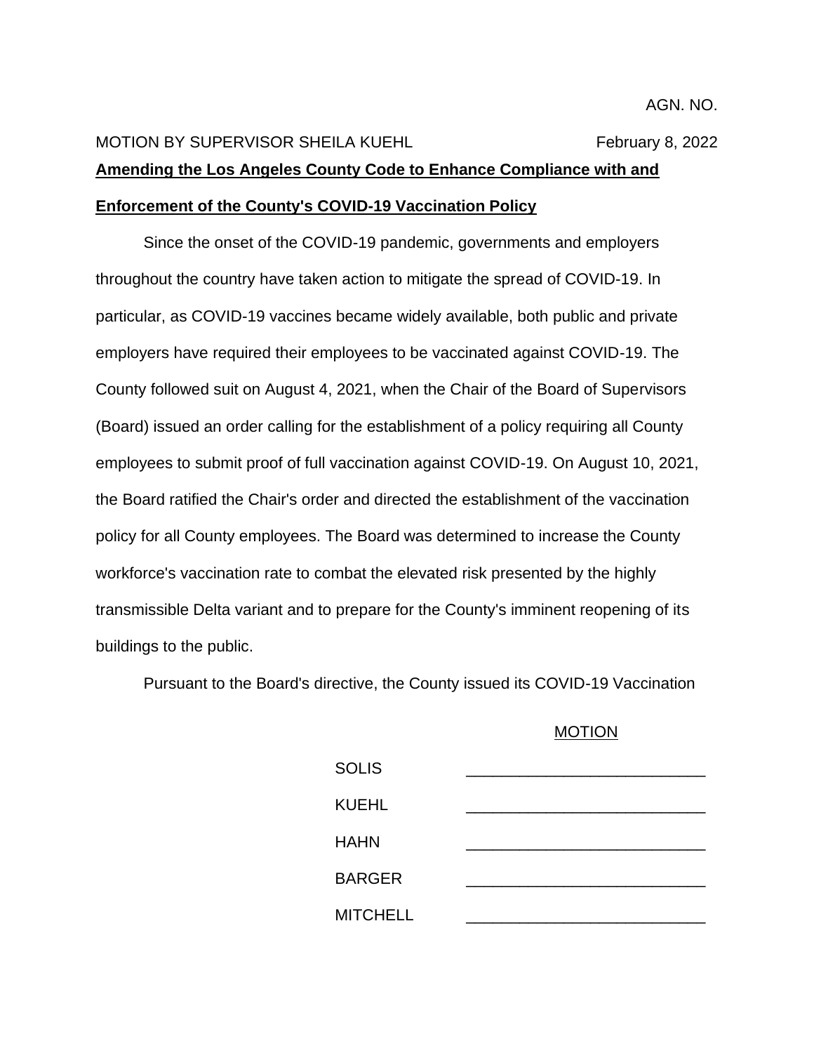AGN. NO.

MOTION BY SUPERVISOR SHEILA KUEHL February 8, 2022

**Amending the Los Angeles County Code to Enhance Compliance with and Enforcement of the County's COVID-19 Vaccination Policy**

Since the onset of the COVID-19 pandemic, governments and employers throughout the country have taken action to mitigate the spread of COVID-19. In particular, as COVID-19 vaccines became widely available, both public and private employers have required their employees to be vaccinated against COVID-19. The County followed suit on August 4, 2021, when the Chair of the Board of Supervisors (Board) issued an order calling for the establishment of a policy requiring all County employees to submit proof of full vaccination against COVID-19. On August 10, 2021, the Board ratified the Chair's order and directed the establishment of the vaccination policy for all County employees. The Board was determined to increase the County workforce's vaccination rate to combat the elevated risk presented by the highly transmissible Delta variant and to prepare for the County's imminent reopening of its buildings to the public.

Pursuant to the Board's directive, the County issued its COVID-19 Vaccination

MOTION

| | |
|---|---|
| SOLIS | ___________________________ |
| KUEHL | ___________________________ |
| HAHN | ___________________________ |
| BARGER | ___________________________ |
| MITCHELL | ___________________________ |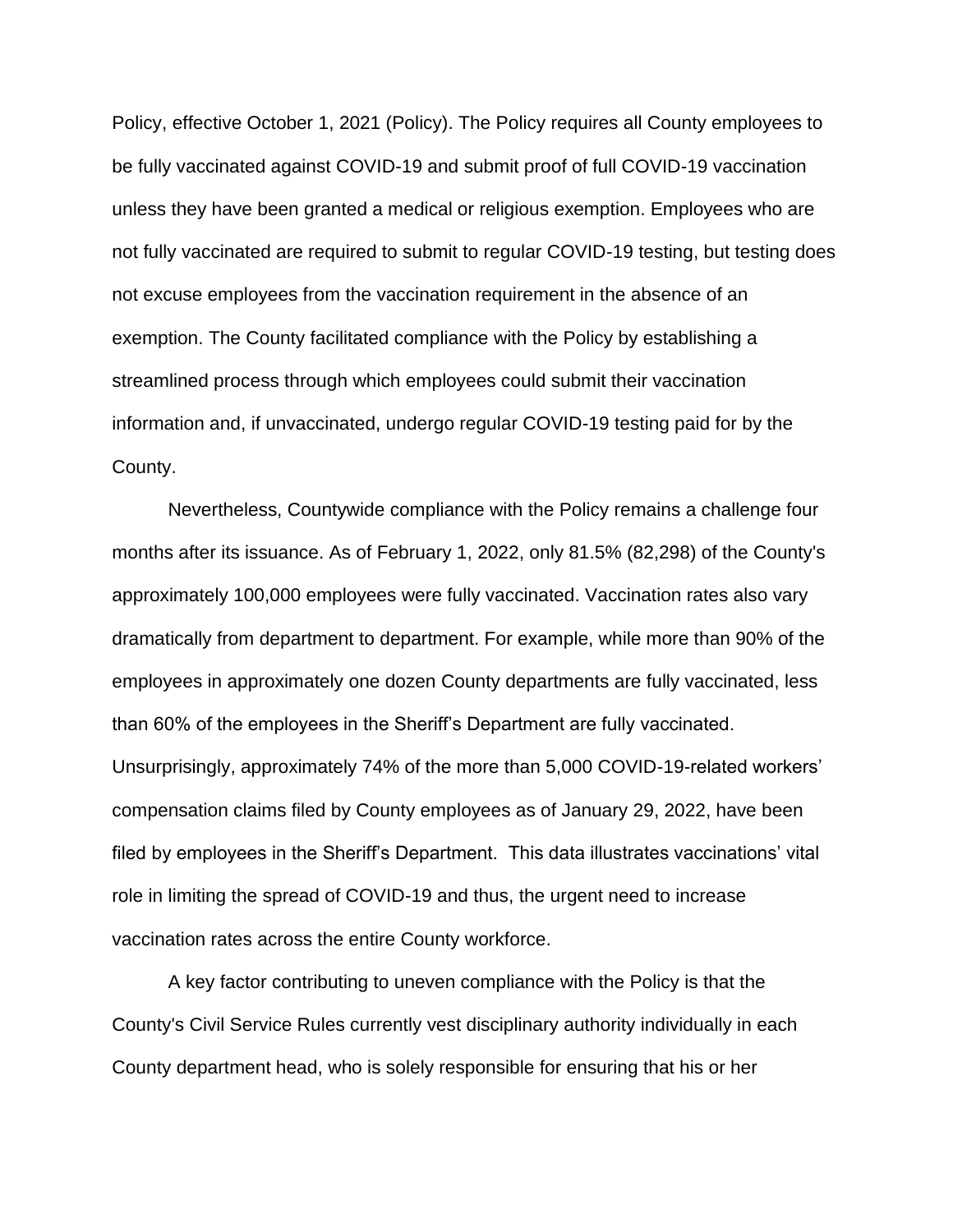Policy, effective October 1, 2021 (Policy). The Policy requires all County employees to be fully vaccinated against COVID-19 and submit proof of full COVID-19 vaccination unless they have been granted a medical or religious exemption. Employees who are not fully vaccinated are required to submit to regular COVID-19 testing, but testing does not excuse employees from the vaccination requirement in the absence of an exemption. The County facilitated compliance with the Policy by establishing a streamlined process through which employees could submit their vaccination information and, if unvaccinated, undergo regular COVID-19 testing paid for by the County.

Nevertheless, Countywide compliance with the Policy remains a challenge four months after its issuance. As of February 1, 2022, only 81.5% (82,298) of the County's approximately 100,000 employees were fully vaccinated. Vaccination rates also vary dramatically from department to department. For example, while more than 90% of the employees in approximately one dozen County departments are fully vaccinated, less than 60% of the employees in the Sheriff's Department are fully vaccinated. Unsurprisingly, approximately 74% of the more than 5,000 COVID-19-related workers' compensation claims filed by County employees as of January 29, 2022, have been filed by employees in the Sheriff's Department. This data illustrates vaccinations' vital role in limiting the spread of COVID-19 and thus, the urgent need to increase vaccination rates across the entire County workforce.

A key factor contributing to uneven compliance with the Policy is that the County's Civil Service Rules currently vest disciplinary authority individually in each County department head, who is solely responsible for ensuring that his or her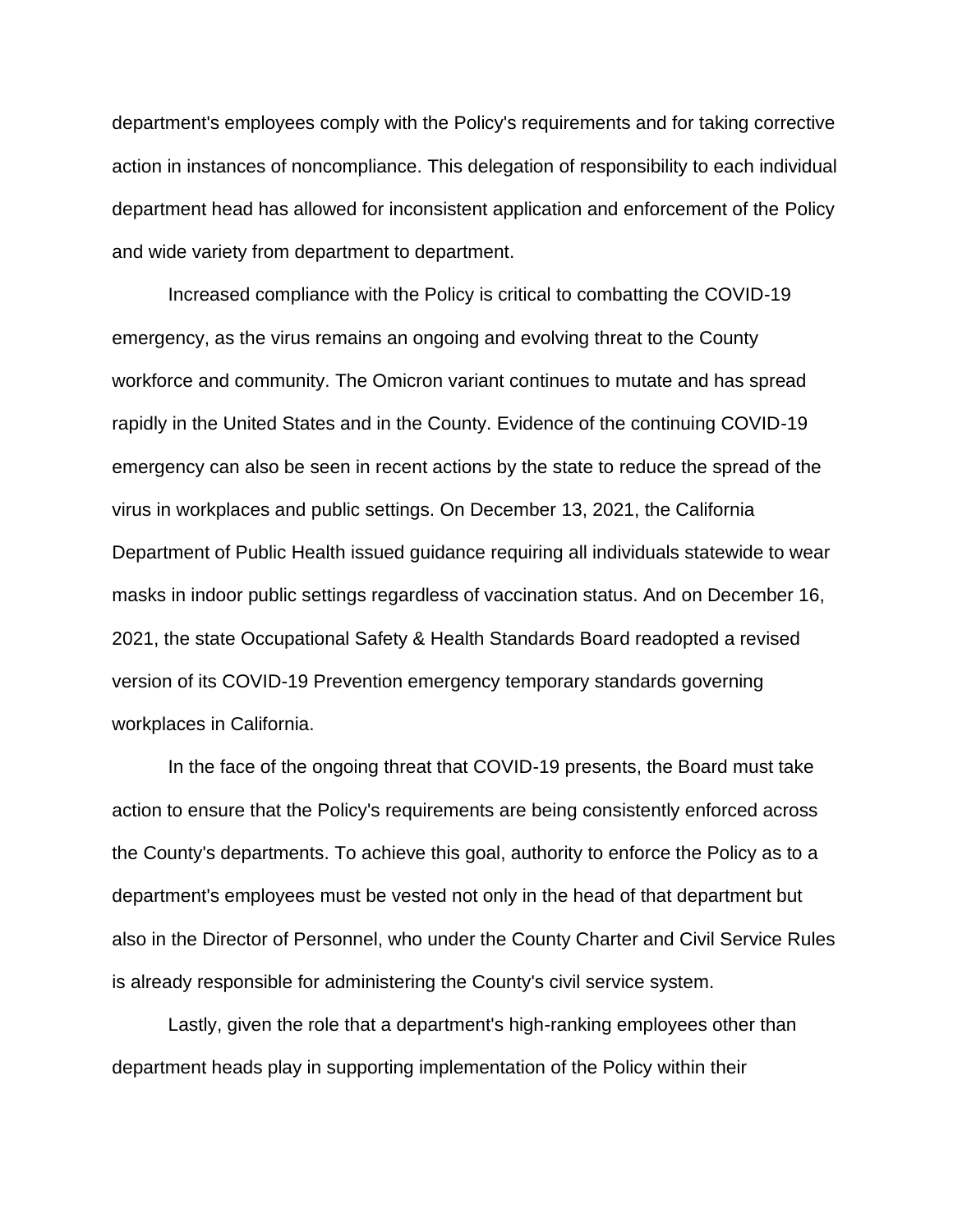department's employees comply with the Policy's requirements and for taking corrective action in instances of noncompliance. This delegation of responsibility to each individual department head has allowed for inconsistent application and enforcement of the Policy and wide variety from department to department.

Increased compliance with the Policy is critical to combatting the COVID-19 emergency, as the virus remains an ongoing and evolving threat to the County workforce and community. The Omicron variant continues to mutate and has spread rapidly in the United States and in the County. Evidence of the continuing COVID-19 emergency can also be seen in recent actions by the state to reduce the spread of the virus in workplaces and public settings. On December 13, 2021, the California Department of Public Health issued guidance requiring all individuals statewide to wear masks in indoor public settings regardless of vaccination status. And on December 16, 2021, the state Occupational Safety & Health Standards Board readopted a revised version of its COVID-19 Prevention emergency temporary standards governing workplaces in California.

In the face of the ongoing threat that COVID-19 presents, the Board must take action to ensure that the Policy's requirements are being consistently enforced across the County's departments. To achieve this goal, authority to enforce the Policy as to a department's employees must be vested not only in the head of that department but also in the Director of Personnel, who under the County Charter and Civil Service Rules is already responsible for administering the County's civil service system.

Lastly, given the role that a department's high-ranking employees other than department heads play in supporting implementation of the Policy within their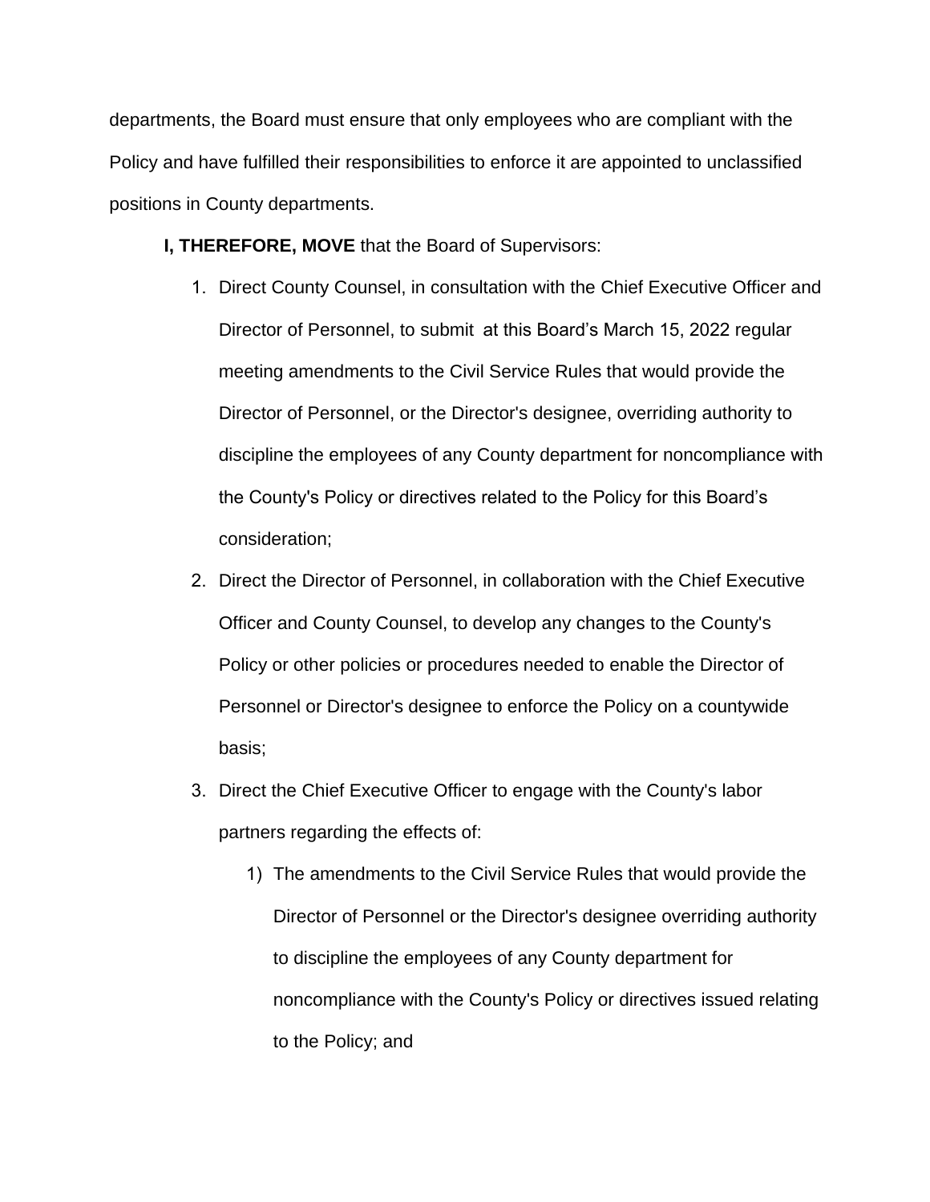departments, the Board must ensure that only employees who are compliant with the Policy and have fulfilled their responsibilities to enforce it are appointed to unclassified positions in County departments.

**I, THEREFORE, MOVE** that the Board of Supervisors:

1. Direct County Counsel, in consultation with the Chief Executive Officer and Director of Personnel, to submit at this Board's March 15, 2022 regular meeting amendments to the Civil Service Rules that would provide the Director of Personnel, or the Director's designee, overriding authority to discipline the employees of any County department for noncompliance with the County's Policy or directives related to the Policy for this Board's consideration;
2. Direct the Director of Personnel, in collaboration with the Chief Executive Officer and County Counsel, to develop any changes to the County's Policy or other policies or procedures needed to enable the Director of Personnel or Director's designee to enforce the Policy on a countywide basis;
3. Direct the Chief Executive Officer to engage with the County's labor partners regarding the effects of:
   1) The amendments to the Civil Service Rules that would provide the Director of Personnel or the Director's designee overriding authority to discipline the employees of any County department for noncompliance with the County's Policy or directives issued relating to the Policy; and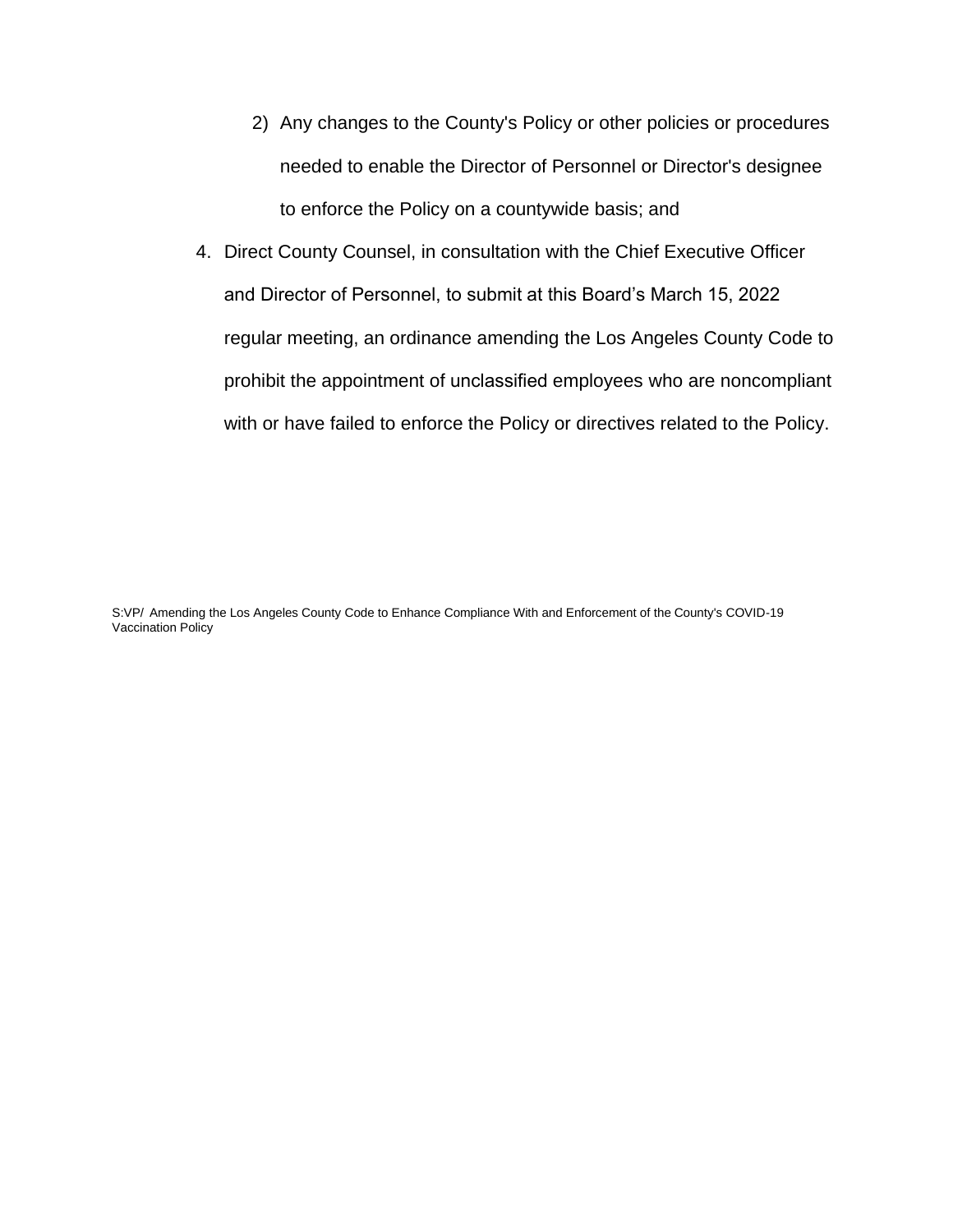2) Any changes to the County's Policy or other policies or procedures needed to enable the Director of Personnel or Director's designee to enforce the Policy on a countywide basis; and

4. Direct County Counsel, in consultation with the Chief Executive Officer and Director of Personnel, to submit at this Board's March 15, 2022 regular meeting, an ordinance amending the Los Angeles County Code to prohibit the appointment of unclassified employees who are noncompliant with or have failed to enforce the Policy or directives related to the Policy.

S:VP/ Amending the Los Angeles County Code to Enhance Compliance With and Enforcement of the County's COVID-19 Vaccination Policy